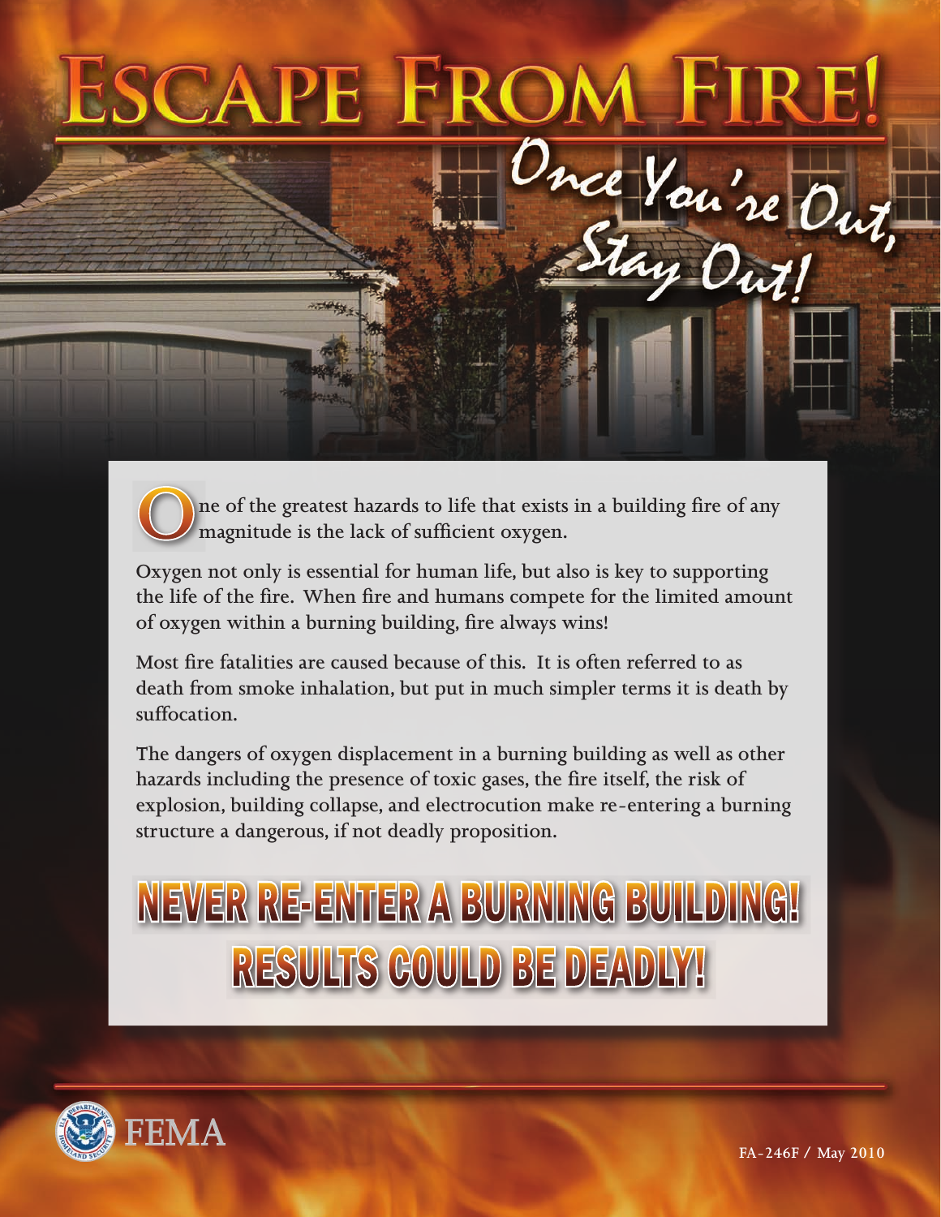# Escape From Fire!

## Once You're Out, Stay Out!

One of the greatest hazards to life that exists in a building fire of any magnitude is the lack of sufficient oxygen.

Oxygen not only is essential for human life, but also is key to supporting the life of the fire. When fire and humans compete for the limited amount of oxygen within a burning building, fire always wins!

Most fire fatalities are caused because of this. It is often referred to as death from smoke inhalation, but put in much simpler terms it is death by suffocation.

The dangers of oxygen displacement in a burning building as well as other hazards including the presence of toxic gases, the fire itself, the risk of explosion, building collapse, and electrocution make re-entering a burning structure a dangerous, if not deadly proposition.

**NEVER RE-ENTER A BURNING BUILDING!**
**RESULTS COULD BE DEADLY!**

FEMA

FA-246F / May 2010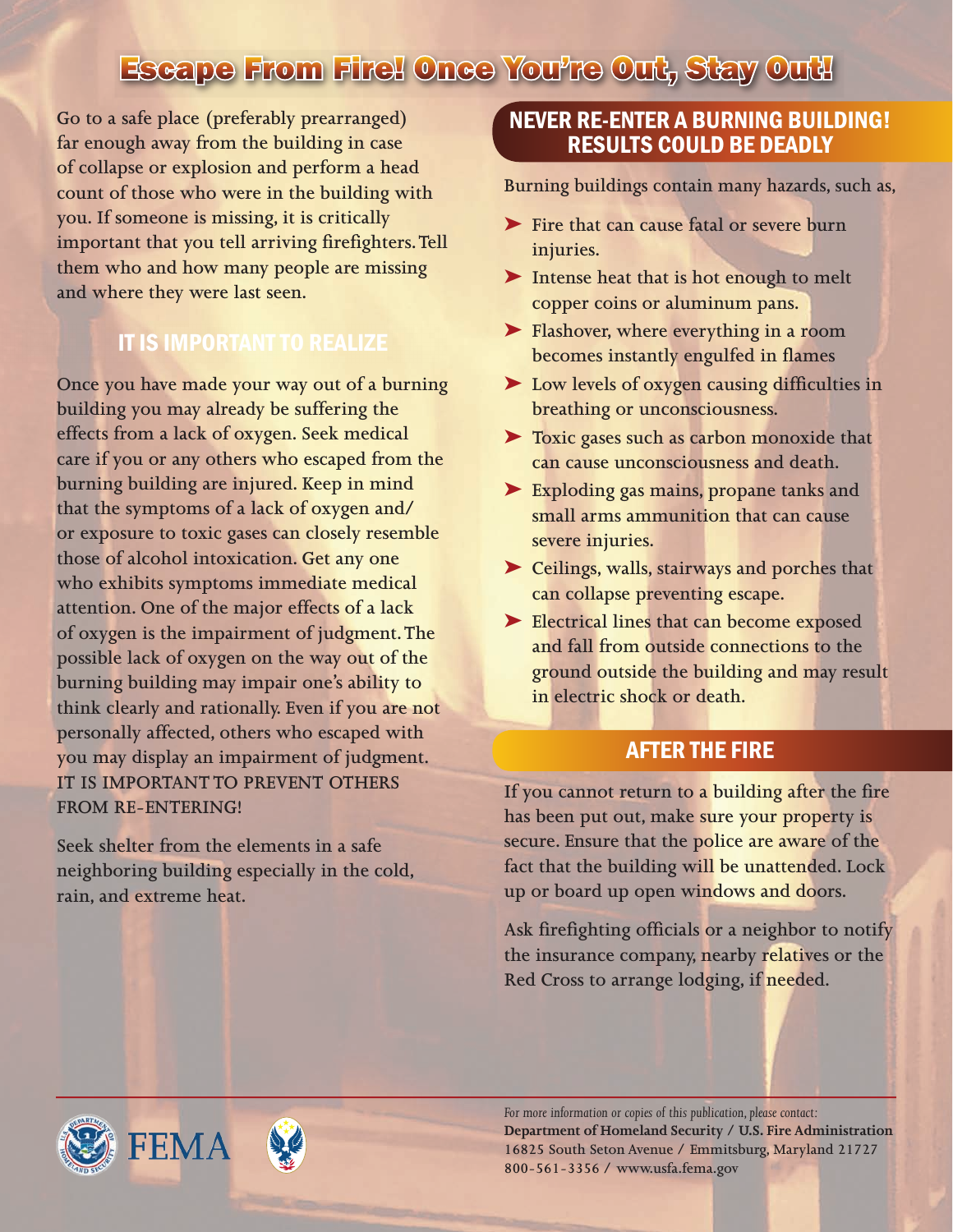# Escape From Fire! Once You're Out, Stay Out!

Go to a safe place (preferably prearranged) far enough away from the building in case of collapse or explosion and perform a head count of those who were in the building with you. If someone is missing, it is critically important that you tell arriving firefighters. Tell them who and how many people are missing and where they were last seen.

## IT IS IMPORTANT TO REALIZE

Once you have made your way out of a burning building you may already be suffering the effects from a lack of oxygen. Seek medical care if you or any others who escaped from the burning building are injured. Keep in mind that the symptoms of a lack of oxygen and/ or exposure to toxic gases can closely resemble those of alcohol intoxication. Get any one who exhibits symptoms immediate medical attention. One of the major effects of a lack of oxygen is the impairment of judgment. The possible lack of oxygen on the way out of the burning building may impair one's ability to think clearly and rationally. Even if you are not personally affected, others who escaped with you may display an impairment of judgment. IT IS IMPORTANT TO PREVENT OTHERS FROM RE-ENTERING!

Seek shelter from the elements in a safe neighboring building especially in the cold, rain, and extreme heat.

## NEVER RE-ENTER A BURNING BUILDING! RESULTS COULD BE DEADLY

Burning buildings contain many hazards, such as,

- Fire that can cause fatal or severe burn injuries.
- Intense heat that is hot enough to melt copper coins or aluminum pans.
- Flashover, where everything in a room becomes instantly engulfed in flames
- Low levels of oxygen causing difficulties in breathing or unconsciousness.
- Toxic gases such as carbon monoxide that can cause unconsciousness and death.
- Exploding gas mains, propane tanks and small arms ammunition that can cause severe injuries.
- Ceilings, walls, stairways and porches that can collapse preventing escape.
- Electrical lines that can become exposed and fall from outside connections to the ground outside the building and may result in electric shock or death.

## AFTER THE FIRE

If you cannot return to a building after the fire has been put out, make sure your property is secure. Ensure that the police are aware of the fact that the building will be unattended. Lock up or board up open windows and doors.

Ask firefighting officials or a neighbor to notify the insurance company, nearby relatives or the Red Cross to arrange lodging, if needed.

FEMA

*For more information or copies of this publication, please contact:*
**Department of Homeland Security / U.S. Fire Administration**
16825 South Seton Avenue / Emmitsburg, Maryland 21727
800-561-3356 / www.usfa.fema.gov